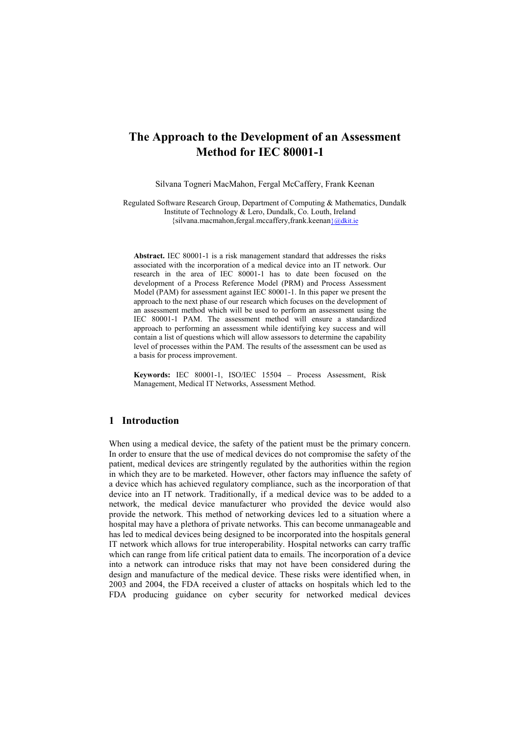# The Approach to the Development of an Assessment Method for IEC 80001-1

Silvana Togneri MacMahon, Fergal McCaffery, Frank Keenan

Regulated Software Research Group, Department of Computing & Mathematics, Dundalk Institute of Technology & Lero, Dundalk, Co. Louth, Ireland
{silvana.macmahon,fergal.mccaffery,frank.keenan}@dkit.ie

**Abstract.** IEC 80001-1 is a risk management standard that addresses the risks associated with the incorporation of a medical device into an IT network. Our research in the area of IEC 80001-1 has to date been focused on the development of a Process Reference Model (PRM) and Process Assessment Model (PAM) for assessment against IEC 80001-1. In this paper we present the approach to the next phase of our research which focuses on the development of an assessment method which will be used to perform an assessment using the IEC 80001-1 PAM. The assessment method will ensure a standardized approach to performing an assessment while identifying key success and will contain a list of questions which will allow assessors to determine the capability level of processes within the PAM. The results of the assessment can be used as a basis for process improvement.

**Keywords:** IEC 80001-1, ISO/IEC 15504 – Process Assessment, Risk Management, Medical IT Networks, Assessment Method.

## 1 Introduction

When using a medical device, the safety of the patient must be the primary concern. In order to ensure that the use of medical devices do not compromise the safety of the patient, medical devices are stringently regulated by the authorities within the region in which they are to be marketed. However, other factors may influence the safety of a device which has achieved regulatory compliance, such as the incorporation of that device into an IT network. Traditionally, if a medical device was to be added to a network, the medical device manufacturer who provided the device would also provide the network. This method of networking devices led to a situation where a hospital may have a plethora of private networks. This can become unmanageable and has led to medical devices being designed to be incorporated into the hospitals general IT network which allows for true interoperability. Hospital networks can carry traffic which can range from life critical patient data to emails. The incorporation of a device into a network can introduce risks that may not have been considered during the design and manufacture of the medical device. These risks were identified when, in 2003 and 2004, the FDA received a cluster of attacks on hospitals which led to the FDA producing guidance on cyber security for networked medical devices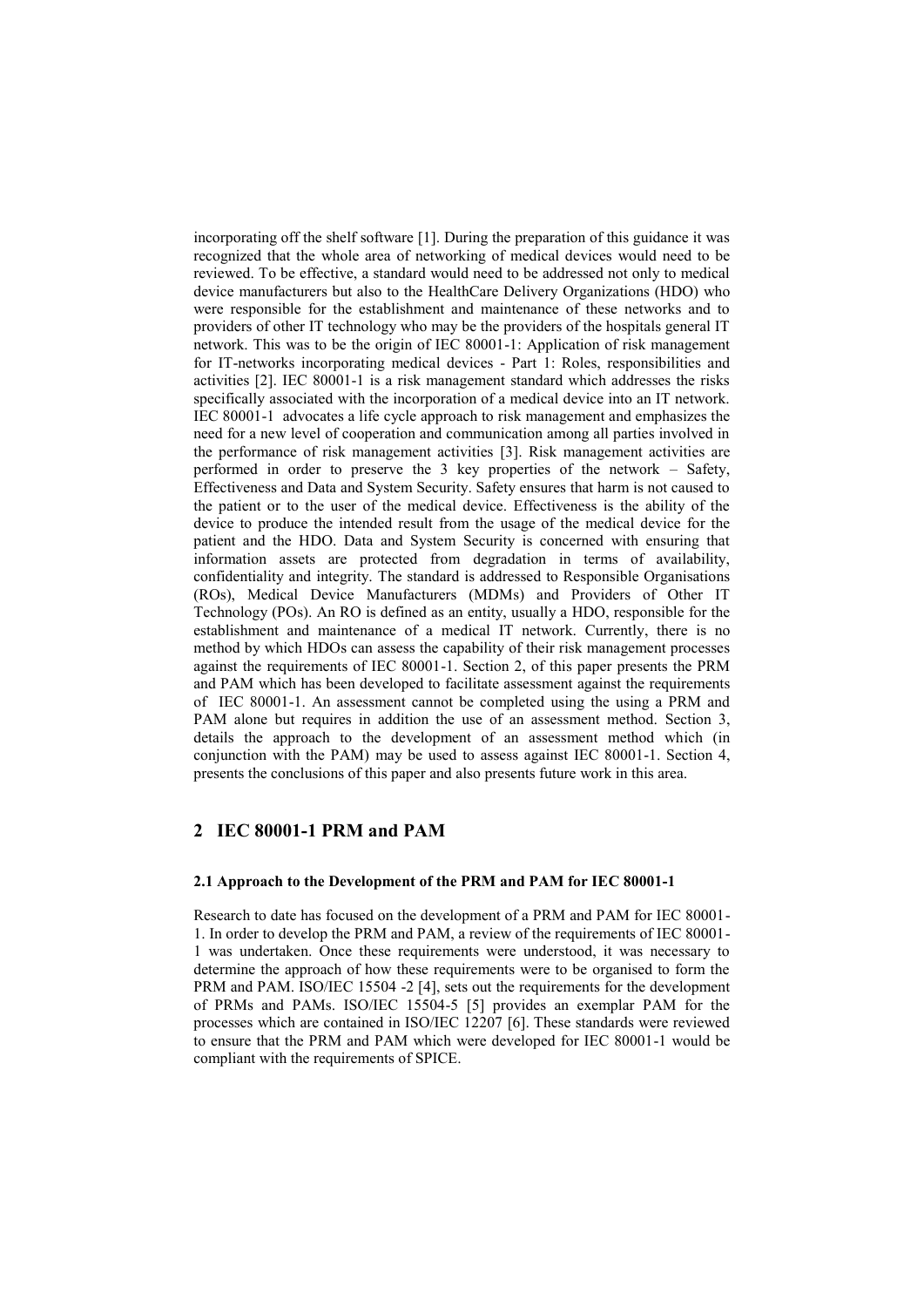incorporating off the shelf software [1]. During the preparation of this guidance it was recognized that the whole area of networking of medical devices would need to be reviewed. To be effective, a standard would need to be addressed not only to medical device manufacturers but also to the HealthCare Delivery Organizations (HDO) who were responsible for the establishment and maintenance of these networks and to providers of other IT technology who may be the providers of the hospitals general IT network. This was to be the origin of IEC 80001-1: Application of risk management for IT-networks incorporating medical devices - Part 1: Roles, responsibilities and activities [2]. IEC 80001-1 is a risk management standard which addresses the risks specifically associated with the incorporation of a medical device into an IT network. IEC 80001-1 advocates a life cycle approach to risk management and emphasizes the need for a new level of cooperation and communication among all parties involved in the performance of risk management activities [3]. Risk management activities are performed in order to preserve the 3 key properties of the network – Safety, Effectiveness and Data and System Security. Safety ensures that harm is not caused to the patient or to the user of the medical device. Effectiveness is the ability of the device to produce the intended result from the usage of the medical device for the patient and the HDO. Data and System Security is concerned with ensuring that information assets are protected from degradation in terms of availability, confidentiality and integrity. The standard is addressed to Responsible Organisations (ROs), Medical Device Manufacturers (MDMs) and Providers of Other IT Technology (POs). An RO is defined as an entity, usually a HDO, responsible for the establishment and maintenance of a medical IT network. Currently, there is no method by which HDOs can assess the capability of their risk management processes against the requirements of IEC 80001-1. Section 2, of this paper presents the PRM and PAM which has been developed to facilitate assessment against the requirements of IEC 80001-1. An assessment cannot be completed using the using a PRM and PAM alone but requires in addition the use of an assessment method. Section 3, details the approach to the development of an assessment method which (in conjunction with the PAM) may be used to assess against IEC 80001-1. Section 4, presents the conclusions of this paper and also presents future work in this area.

## 2 IEC 80001-1 PRM and PAM

### 2.1 Approach to the Development of the PRM and PAM for IEC 80001-1

Research to date has focused on the development of a PRM and PAM for IEC 80001-1. In order to develop the PRM and PAM, a review of the requirements of IEC 80001-1 was undertaken. Once these requirements were understood, it was necessary to determine the approach of how these requirements were to be organised to form the PRM and PAM. ISO/IEC 15504 -2 [4], sets out the requirements for the development of PRMs and PAMs. ISO/IEC 15504-5 [5] provides an exemplar PAM for the processes which are contained in ISO/IEC 12207 [6]. These standards were reviewed to ensure that the PRM and PAM which were developed for IEC 80001-1 would be compliant with the requirements of SPICE.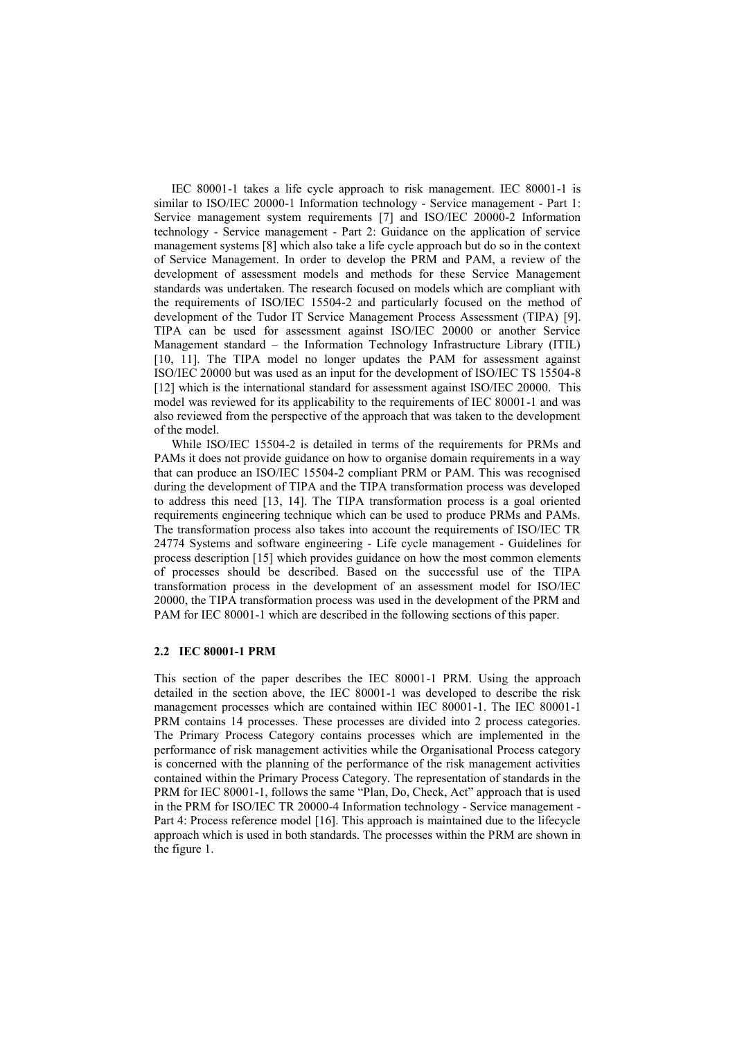IEC 80001-1 takes a life cycle approach to risk management. IEC 80001-1 is similar to ISO/IEC 20000-1 Information technology - Service management - Part 1: Service management system requirements [7] and ISO/IEC 20000-2 Information technology - Service management - Part 2: Guidance on the application of service management systems [8] which also take a life cycle approach but do so in the context of Service Management. In order to develop the PRM and PAM, a review of the development of assessment models and methods for these Service Management standards was undertaken. The research focused on models which are compliant with the requirements of ISO/IEC 15504-2 and particularly focused on the method of development of the Tudor IT Service Management Process Assessment (TIPA) [9]. TIPA can be used for assessment against ISO/IEC 20000 or another Service Management standard – the Information Technology Infrastructure Library (ITIL) [10, 11]. The TIPA model no longer updates the PAM for assessment against ISO/IEC 20000 but was used as an input for the development of ISO/IEC TS 15504-8 [12] which is the international standard for assessment against ISO/IEC 20000. This model was reviewed for its applicability to the requirements of IEC 80001-1 and was also reviewed from the perspective of the approach that was taken to the development of the model.

While ISO/IEC 15504-2 is detailed in terms of the requirements for PRMs and PAMs it does not provide guidance on how to organise domain requirements in a way that can produce an ISO/IEC 15504-2 compliant PRM or PAM. This was recognised during the development of TIPA and the TIPA transformation process was developed to address this need [13, 14]. The TIPA transformation process is a goal oriented requirements engineering technique which can be used to produce PRMs and PAMs. The transformation process also takes into account the requirements of ISO/IEC TR 24774 Systems and software engineering - Life cycle management - Guidelines for process description [15] which provides guidance on how the most common elements of processes should be described. Based on the successful use of the TIPA transformation process in the development of an assessment model for ISO/IEC 20000, the TIPA transformation process was used in the development of the PRM and PAM for IEC 80001-1 which are described in the following sections of this paper.

### 2.2 IEC 80001-1 PRM

This section of the paper describes the IEC 80001-1 PRM. Using the approach detailed in the section above, the IEC 80001-1 was developed to describe the risk management processes which are contained within IEC 80001-1. The IEC 80001-1 PRM contains 14 processes. These processes are divided into 2 process categories. The Primary Process Category contains processes which are implemented in the performance of risk management activities while the Organisational Process category is concerned with the planning of the performance of the risk management activities contained within the Primary Process Category. The representation of standards in the PRM for IEC 80001-1, follows the same "Plan, Do, Check, Act" approach that is used in the PRM for ISO/IEC TR 20000-4 Information technology - Service management - Part 4: Process reference model [16]. This approach is maintained due to the lifecycle approach which is used in both standards. The processes within the PRM are shown in the figure 1.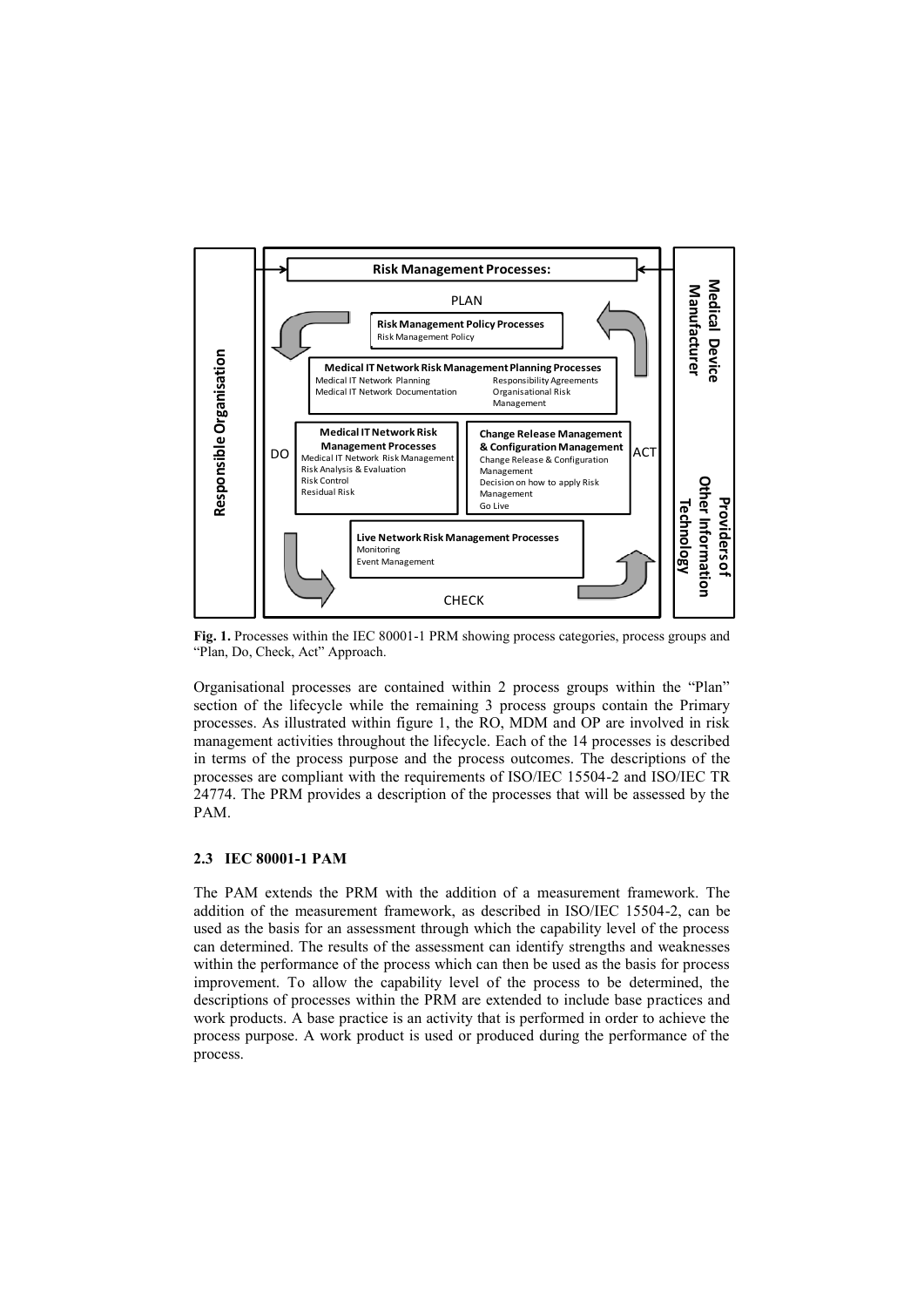**Fig. 1.** Processes within the IEC 80001-1 PRM showing process categories, process groups and "Plan, Do, Check, Act" Approach.

Organisational processes are contained within 2 process groups within the "Plan" section of the lifecycle while the remaining 3 process groups contain the Primary processes. As illustrated within figure 1, the RO, MDM and OP are involved in risk management activities throughout the lifecycle. Each of the 14 processes is described in terms of the process purpose and the process outcomes. The descriptions of the processes are compliant with the requirements of ISO/IEC 15504-2 and ISO/IEC TR 24774. The PRM provides a description of the processes that will be assessed by the PAM.

### 2.3 IEC 80001-1 PAM

The PAM extends the PRM with the addition of a measurement framework. The addition of the measurement framework, as described in ISO/IEC 15504-2, can be used as the basis for an assessment through which the capability level of the process can determined. The results of the assessment can identify strengths and weaknesses within the performance of the process which can then be used as the basis for process improvement. To allow the capability level of the process to be determined, the descriptions of processes within the PRM are extended to include base practices and work products. A base practice is an activity that is performed in order to achieve the process purpose. A work product is used or produced during the performance of the process.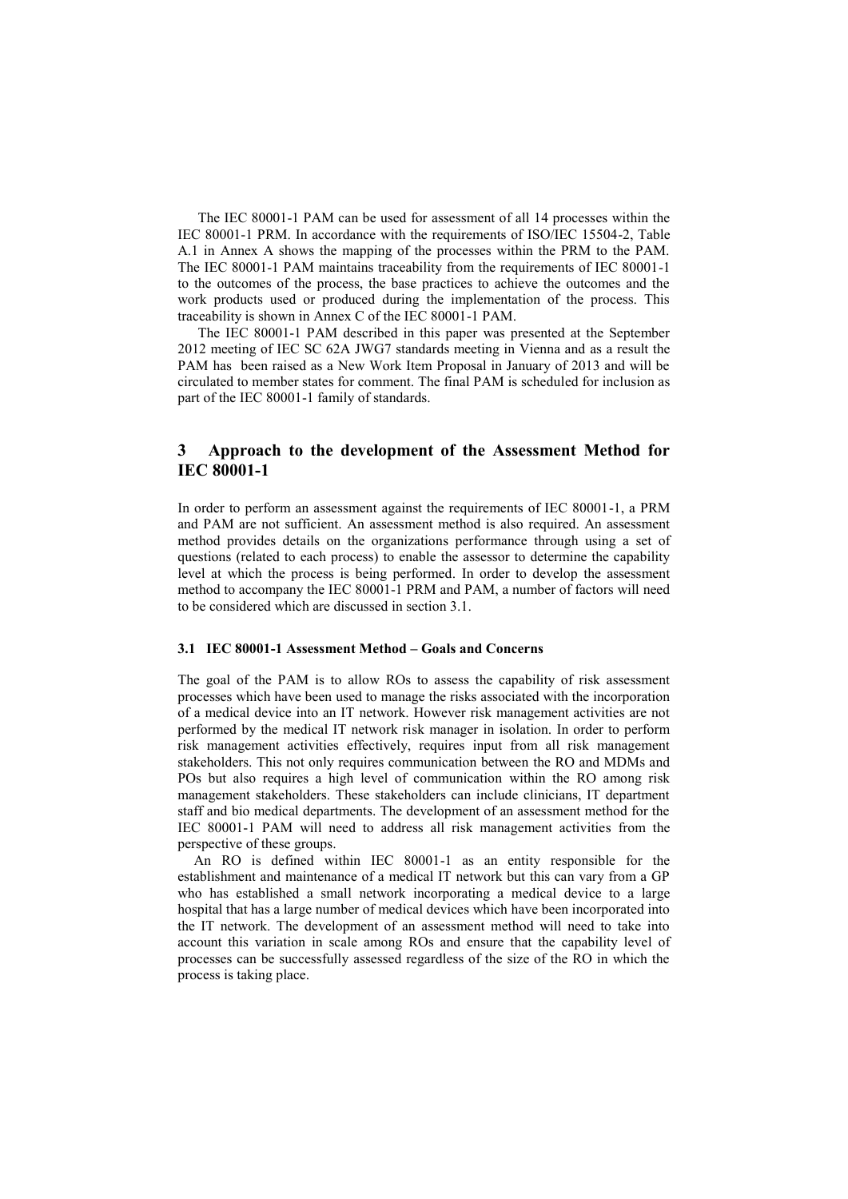The IEC 80001-1 PAM can be used for assessment of all 14 processes within the IEC 80001-1 PRM. In accordance with the requirements of ISO/IEC 15504-2, Table A.1 in Annex A shows the mapping of the processes within the PRM to the PAM. The IEC 80001-1 PAM maintains traceability from the requirements of IEC 80001-1 to the outcomes of the process, the base practices to achieve the outcomes and the work products used or produced during the implementation of the process. This traceability is shown in Annex C of the IEC 80001-1 PAM.

The IEC 80001-1 PAM described in this paper was presented at the September 2012 meeting of IEC SC 62A JWG7 standards meeting in Vienna and as a result the PAM has been raised as a New Work Item Proposal in January of 2013 and will be circulated to member states for comment. The final PAM is scheduled for inclusion as part of the IEC 80001-1 family of standards.

# 3 Approach to the development of the Assessment Method for IEC 80001-1

In order to perform an assessment against the requirements of IEC 80001-1, a PRM and PAM are not sufficient. An assessment method is also required. An assessment method provides details on the organizations performance through using a set of questions (related to each process) to enable the assessor to determine the capability level at which the process is being performed. In order to develop the assessment method to accompany the IEC 80001-1 PRM and PAM, a number of factors will need to be considered which are discussed in section 3.1.

## 3.1 IEC 80001-1 Assessment Method – Goals and Concerns

The goal of the PAM is to allow ROs to assess the capability of risk assessment processes which have been used to manage the risks associated with the incorporation of a medical device into an IT network. However risk management activities are not performed by the medical IT network risk manager in isolation. In order to perform risk management activities effectively, requires input from all risk management stakeholders. This not only requires communication between the RO and MDMs and POs but also requires a high level of communication within the RO among risk management stakeholders. These stakeholders can include clinicians, IT department staff and bio medical departments. The development of an assessment method for the IEC 80001-1 PAM will need to address all risk management activities from the perspective of these groups.

An RO is defined within IEC 80001-1 as an entity responsible for the establishment and maintenance of a medical IT network but this can vary from a GP who has established a small network incorporating a medical device to a large hospital that has a large number of medical devices which have been incorporated into the IT network. The development of an assessment method will need to take into account this variation in scale among ROs and ensure that the capability level of processes can be successfully assessed regardless of the size of the RO in which the process is taking place.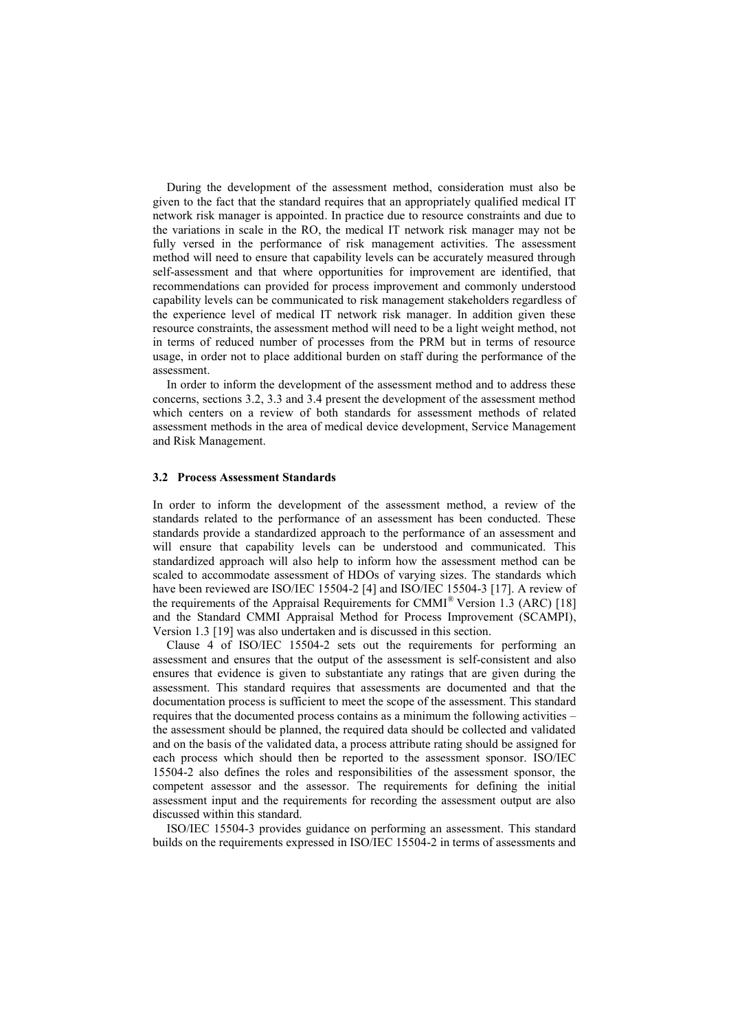During the development of the assessment method, consideration must also be given to the fact that the standard requires that an appropriately qualified medical IT network risk manager is appointed. In practice due to resource constraints and due to the variations in scale in the RO, the medical IT network risk manager may not be fully versed in the performance of risk management activities. The assessment method will need to ensure that capability levels can be accurately measured through self-assessment and that where opportunities for improvement are identified, that recommendations can provided for process improvement and commonly understood capability levels can be communicated to risk management stakeholders regardless of the experience level of medical IT network risk manager. In addition given these resource constraints, the assessment method will need to be a light weight method, not in terms of reduced number of processes from the PRM but in terms of resource usage, in order not to place additional burden on staff during the performance of the assessment.

In order to inform the development of the assessment method and to address these concerns, sections 3.2, 3.3 and 3.4 present the development of the assessment method which centers on a review of both standards for assessment methods of related assessment methods in the area of medical device development, Service Management and Risk Management.

### 3.2 Process Assessment Standards

In order to inform the development of the assessment method, a review of the standards related to the performance of an assessment has been conducted. These standards provide a standardized approach to the performance of an assessment and will ensure that capability levels can be understood and communicated. This standardized approach will also help to inform how the assessment method can be scaled to accommodate assessment of HDOs of varying sizes. The standards which have been reviewed are ISO/IEC 15504-2 [4] and ISO/IEC 15504-3 [17]. A review of the requirements of the Appraisal Requirements for CMMI® Version 1.3 (ARC) [18] and the Standard CMMI Appraisal Method for Process Improvement (SCAMPI), Version 1.3 [19] was also undertaken and is discussed in this section.

Clause 4 of ISO/IEC 15504-2 sets out the requirements for performing an assessment and ensures that the output of the assessment is self-consistent and also ensures that evidence is given to substantiate any ratings that are given during the assessment. This standard requires that assessments are documented and that the documentation process is sufficient to meet the scope of the assessment. This standard requires that the documented process contains as a minimum the following activities – the assessment should be planned, the required data should be collected and validated and on the basis of the validated data, a process attribute rating should be assigned for each process which should then be reported to the assessment sponsor. ISO/IEC 15504-2 also defines the roles and responsibilities of the assessment sponsor, the competent assessor and the assessor. The requirements for defining the initial assessment input and the requirements for recording the assessment output are also discussed within this standard.

ISO/IEC 15504-3 provides guidance on performing an assessment. This standard builds on the requirements expressed in ISO/IEC 15504-2 in terms of assessments and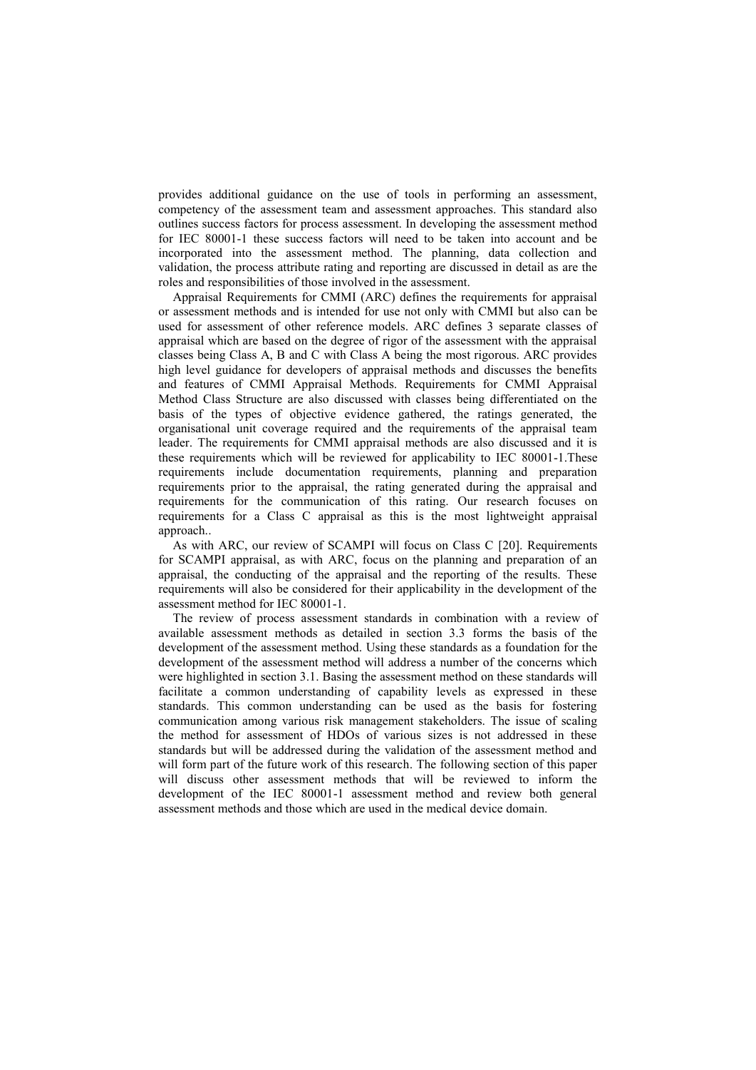provides additional guidance on the use of tools in performing an assessment, competency of the assessment team and assessment approaches. This standard also outlines success factors for process assessment. In developing the assessment method for IEC 80001-1 these success factors will need to be taken into account and be incorporated into the assessment method. The planning, data collection and validation, the process attribute rating and reporting are discussed in detail as are the roles and responsibilities of those involved in the assessment.

Appraisal Requirements for CMMI (ARC) defines the requirements for appraisal or assessment methods and is intended for use not only with CMMI but also can be used for assessment of other reference models. ARC defines 3 separate classes of appraisal which are based on the degree of rigor of the assessment with the appraisal classes being Class A, B and C with Class A being the most rigorous. ARC provides high level guidance for developers of appraisal methods and discusses the benefits and features of CMMI Appraisal Methods. Requirements for CMMI Appraisal Method Class Structure are also discussed with classes being differentiated on the basis of the types of objective evidence gathered, the ratings generated, the organisational unit coverage required and the requirements of the appraisal team leader. The requirements for CMMI appraisal methods are also discussed and it is these requirements which will be reviewed for applicability to IEC 80001-1.These requirements include documentation requirements, planning and preparation requirements prior to the appraisal, the rating generated during the appraisal and requirements for the communication of this rating. Our research focuses on requirements for a Class C appraisal as this is the most lightweight appraisal approach..

As with ARC, our review of SCAMPI will focus on Class C [20]. Requirements for SCAMPI appraisal, as with ARC, focus on the planning and preparation of an appraisal, the conducting of the appraisal and the reporting of the results. These requirements will also be considered for their applicability in the development of the assessment method for IEC 80001-1.

The review of process assessment standards in combination with a review of available assessment methods as detailed in section 3.3 forms the basis of the development of the assessment method. Using these standards as a foundation for the development of the assessment method will address a number of the concerns which were highlighted in section 3.1. Basing the assessment method on these standards will facilitate a common understanding of capability levels as expressed in these standards. This common understanding can be used as the basis for fostering communication among various risk management stakeholders. The issue of scaling the method for assessment of HDOs of various sizes is not addressed in these standards but will be addressed during the validation of the assessment method and will form part of the future work of this research. The following section of this paper will discuss other assessment methods that will be reviewed to inform the development of the IEC 80001-1 assessment method and review both general assessment methods and those which are used in the medical device domain.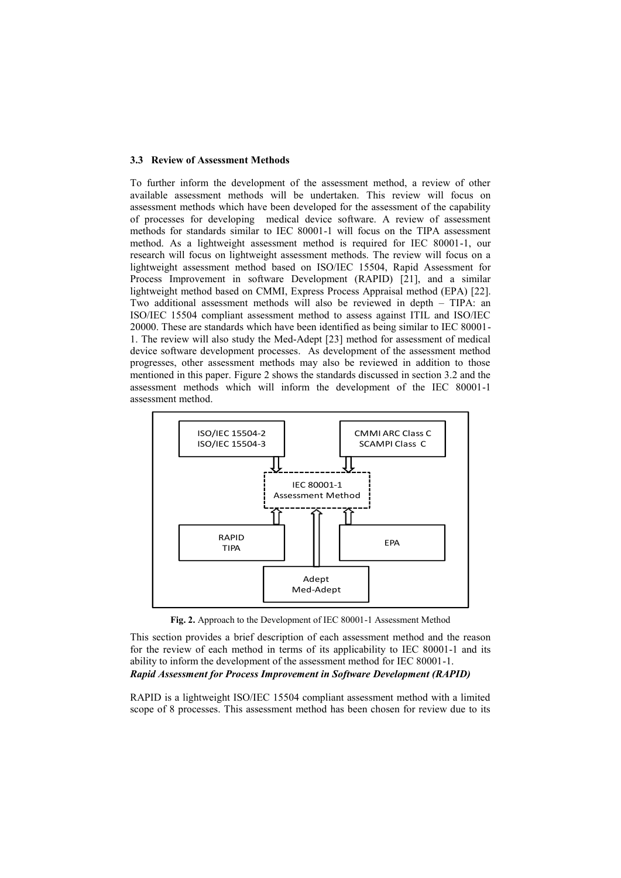### 3.3 Review of Assessment Methods

To further inform the development of the assessment method, a review of other available assessment methods will be undertaken. This review will focus on assessment methods which have been developed for the assessment of the capability of processes for developing medical device software. A review of assessment methods for standards similar to IEC 80001-1 will focus on the TIPA assessment method. As a lightweight assessment method is required for IEC 80001-1, our research will focus on lightweight assessment methods. The review will focus on a lightweight assessment method based on ISO/IEC 15504, Rapid Assessment for Process Improvement in software Development (RAPID) [21], and a similar lightweight method based on CMMI, Express Process Appraisal method (EPA) [22]. Two additional assessment methods will also be reviewed in depth – TIPA: an ISO/IEC 15504 compliant assessment method to assess against ITIL and ISO/IEC 20000. These are standards which have been identified as being similar to IEC 80001-1. The review will also study the Med-Adept [23] method for assessment of medical device software development processes. As development of the assessment method progresses, other assessment methods may also be reviewed in addition to those mentioned in this paper. Figure 2 shows the standards discussed in section 3.2 and the assessment methods which will inform the development of the IEC 80001-1 assessment method.

ISO/IEC 15504-2
ISO/IEC 15504-3

CMMI ARC Class C
SCAMPI Class C

IEC 80001-1
Assessment Method

RAPID
TIPA

EPA

Adept
Med-Adept

**Fig. 2.** Approach to the Development of IEC 80001-1 Assessment Method

This section provides a brief description of each assessment method and the reason for the review of each method in terms of its applicability to IEC 80001-1 and its ability to inform the development of the assessment method for IEC 80001-1.

***Rapid Assessment for Process Improvement in Software Development (RAPID)***

RAPID is a lightweight ISO/IEC 15504 compliant assessment method with a limited scope of 8 processes. This assessment method has been chosen for review due to its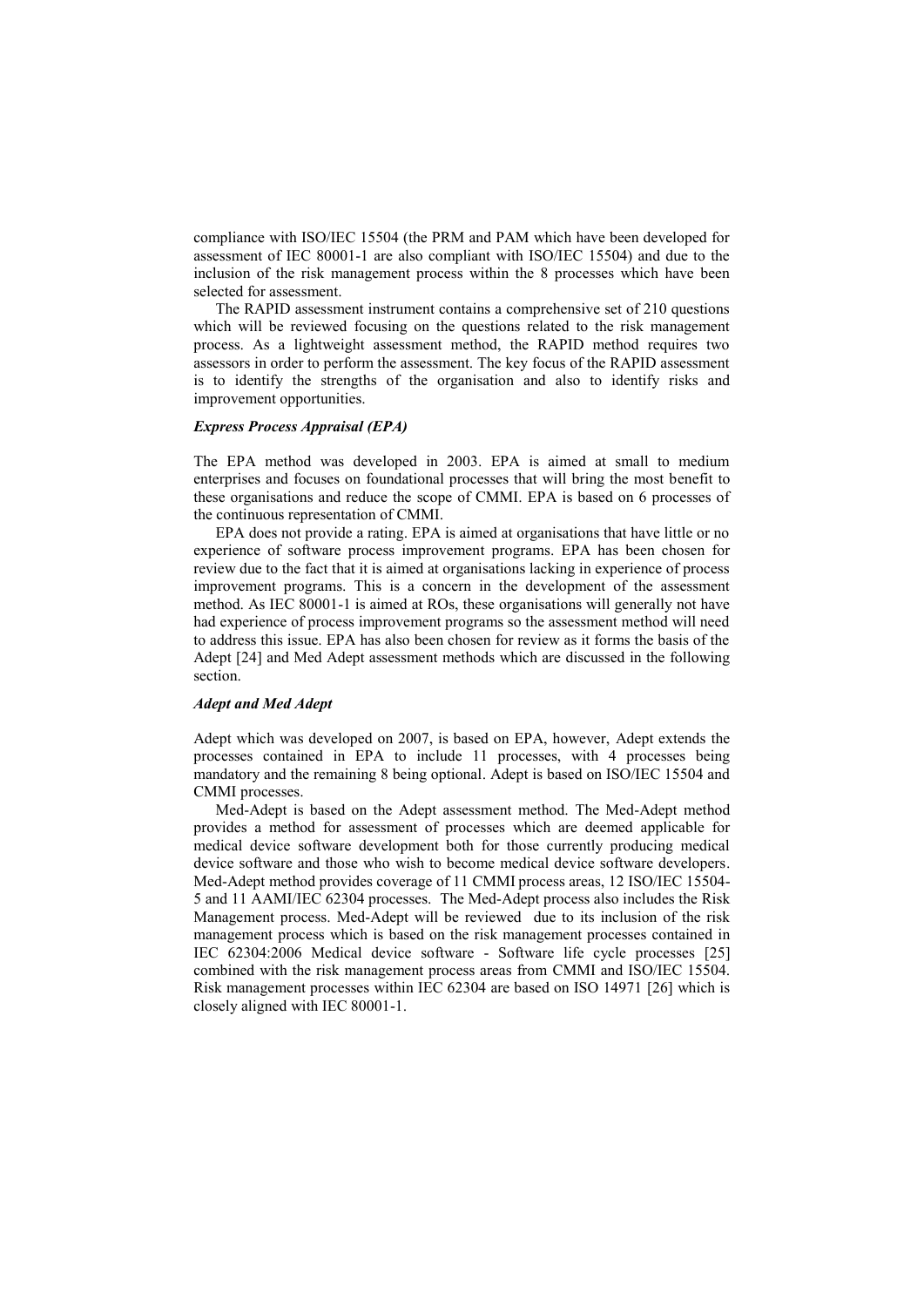compliance with ISO/IEC 15504 (the PRM and PAM which have been developed for assessment of IEC 80001-1 are also compliant with ISO/IEC 15504) and due to the inclusion of the risk management process within the 8 processes which have been selected for assessment.

The RAPID assessment instrument contains a comprehensive set of 210 questions which will be reviewed focusing on the questions related to the risk management process. As a lightweight assessment method, the RAPID method requires two assessors in order to perform the assessment. The key focus of the RAPID assessment is to identify the strengths of the organisation and also to identify risks and improvement opportunities.

### *Express Process Appraisal (EPA)*

The EPA method was developed in 2003. EPA is aimed at small to medium enterprises and focuses on foundational processes that will bring the most benefit to these organisations and reduce the scope of CMMI. EPA is based on 6 processes of the continuous representation of CMMI.

EPA does not provide a rating. EPA is aimed at organisations that have little or no experience of software process improvement programs. EPA has been chosen for review due to the fact that it is aimed at organisations lacking in experience of process improvement programs. This is a concern in the development of the assessment method. As IEC 80001-1 is aimed at ROs, these organisations will generally not have had experience of process improvement programs so the assessment method will need to address this issue. EPA has also been chosen for review as it forms the basis of the Adept [24] and Med Adept assessment methods which are discussed in the following section.

### *Adept and Med Adept*

Adept which was developed on 2007, is based on EPA, however, Adept extends the processes contained in EPA to include 11 processes, with 4 processes being mandatory and the remaining 8 being optional. Adept is based on ISO/IEC 15504 and CMMI processes.

Med-Adept is based on the Adept assessment method. The Med-Adept method provides a method for assessment of processes which are deemed applicable for medical device software development both for those currently producing medical device software and those who wish to become medical device software developers. Med-Adept method provides coverage of 11 CMMI process areas, 12 ISO/IEC 15504-5 and 11 AAMI/IEC 62304 processes. The Med-Adept process also includes the Risk Management process. Med-Adept will be reviewed due to its inclusion of the risk management process which is based on the risk management processes contained in IEC 62304:2006 Medical device software - Software life cycle processes [25] combined with the risk management process areas from CMMI and ISO/IEC 15504. Risk management processes within IEC 62304 are based on ISO 14971 [26] which is closely aligned with IEC 80001-1.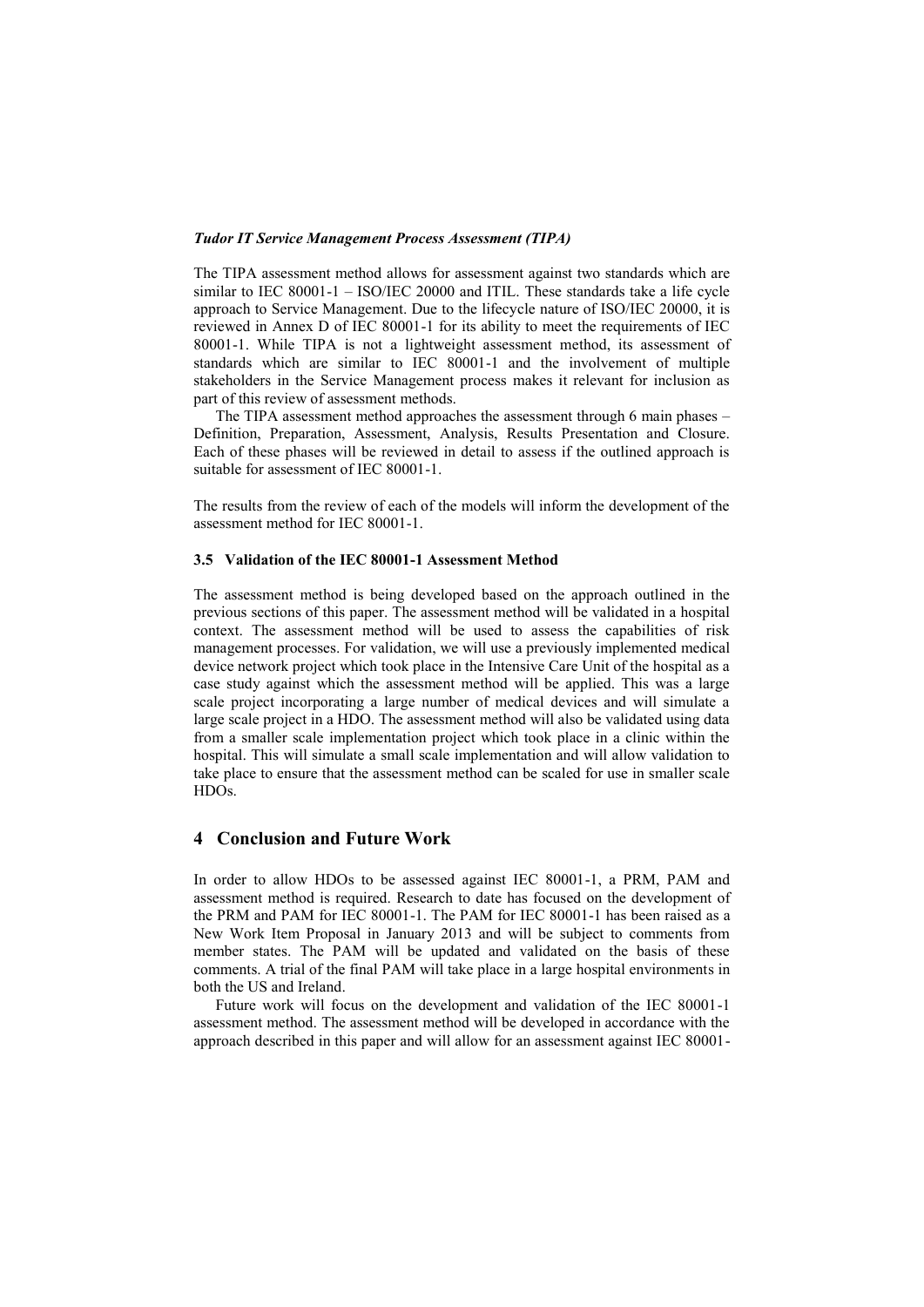***Tudor IT Service Management Process Assessment (TIPA)***

The TIPA assessment method allows for assessment against two standards which are similar to IEC 80001-1 – ISO/IEC 20000 and ITIL. These standards take a life cycle approach to Service Management. Due to the lifecycle nature of ISO/IEC 20000, it is reviewed in Annex D of IEC 80001-1 for its ability to meet the requirements of IEC 80001-1. While TIPA is not a lightweight assessment method, its assessment of standards which are similar to IEC 80001-1 and the involvement of multiple stakeholders in the Service Management process makes it relevant for inclusion as part of this review of assessment methods.

The TIPA assessment method approaches the assessment through 6 main phases – Definition, Preparation, Assessment, Analysis, Results Presentation and Closure. Each of these phases will be reviewed in detail to assess if the outlined approach is suitable for assessment of IEC 80001-1.

The results from the review of each of the models will inform the development of the assessment method for IEC 80001-1.

### 3.5 Validation of the IEC 80001-1 Assessment Method

The assessment method is being developed based on the approach outlined in the previous sections of this paper. The assessment method will be validated in a hospital context. The assessment method will be used to assess the capabilities of risk management processes. For validation, we will use a previously implemented medical device network project which took place in the Intensive Care Unit of the hospital as a case study against which the assessment method will be applied. This was a large scale project incorporating a large number of medical devices and will simulate a large scale project in a HDO. The assessment method will also be validated using data from a smaller scale implementation project which took place in a clinic within the hospital. This will simulate a small scale implementation and will allow validation to take place to ensure that the assessment method can be scaled for use in smaller scale HDOs.

## 4 Conclusion and Future Work

In order to allow HDOs to be assessed against IEC 80001-1, a PRM, PAM and assessment method is required. Research to date has focused on the development of the PRM and PAM for IEC 80001-1. The PAM for IEC 80001-1 has been raised as a New Work Item Proposal in January 2013 and will be subject to comments from member states. The PAM will be updated and validated on the basis of these comments. A trial of the final PAM will take place in a large hospital environments in both the US and Ireland.

Future work will focus on the development and validation of the IEC 80001-1 assessment method. The assessment method will be developed in accordance with the approach described in this paper and will allow for an assessment against IEC 80001-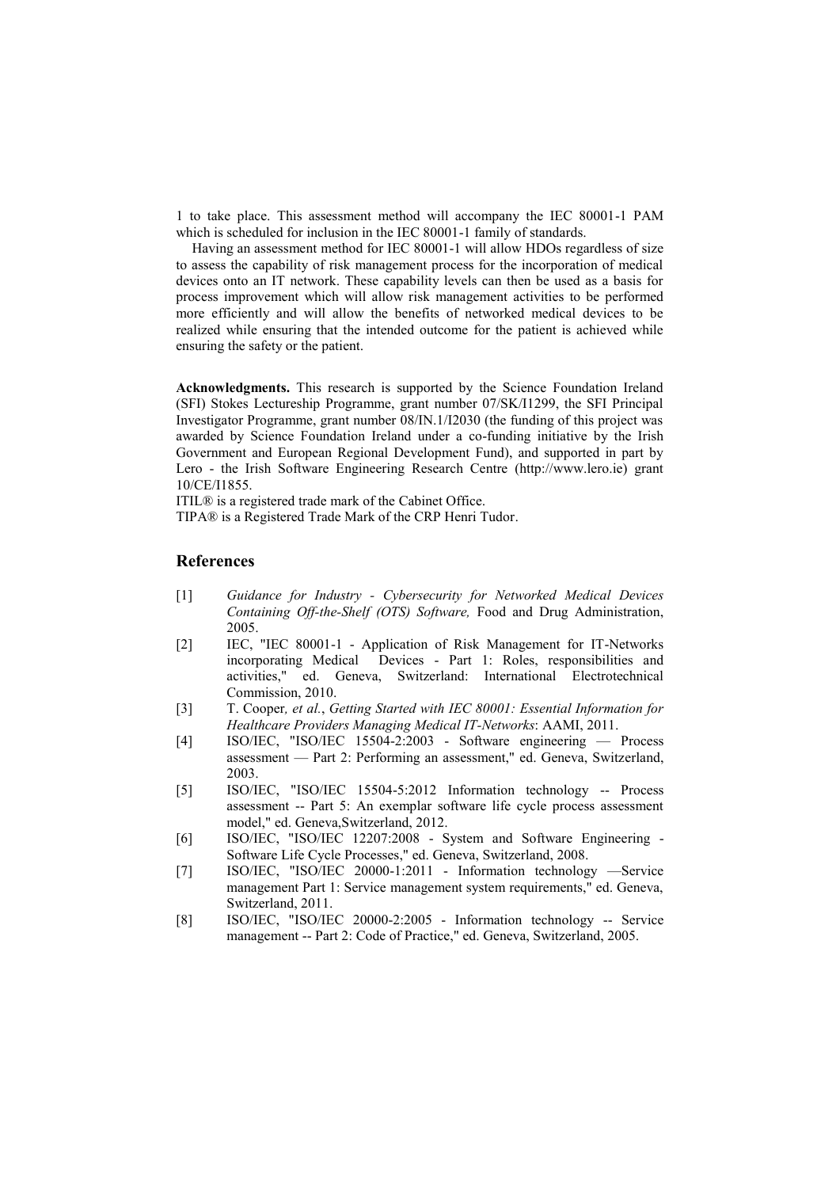1 to take place. This assessment method will accompany the IEC 80001-1 PAM which is scheduled for inclusion in the IEC 80001-1 family of standards.

Having an assessment method for IEC 80001-1 will allow HDOs regardless of size to assess the capability of risk management process for the incorporation of medical devices onto an IT network. These capability levels can then be used as a basis for process improvement which will allow risk management activities to be performed more efficiently and will allow the benefits of networked medical devices to be realized while ensuring that the intended outcome for the patient is achieved while ensuring the safety or the patient.

**Acknowledgments.** This research is supported by the Science Foundation Ireland (SFI) Stokes Lectureship Programme, grant number 07/SK/I1299, the SFI Principal Investigator Programme, grant number 08/IN.1/I2030 (the funding of this project was awarded by Science Foundation Ireland under a co-funding initiative by the Irish Government and European Regional Development Fund), and supported in part by Lero - the Irish Software Engineering Research Centre (http://www.lero.ie) grant 10/CE/I1855.

ITIL® is a registered trade mark of the Cabinet Office.

TIPA® is a Registered Trade Mark of the CRP Henri Tudor.

## References

[1] *Guidance for Industry - Cybersecurity for Networked Medical Devices Containing Off-the-Shelf (OTS) Software,* Food and Drug Administration, 2005.

[2] IEC, "IEC 80001-1 - Application of Risk Management for IT-Networks incorporating Medical Devices - Part 1: Roles, responsibilities and activities," ed. Geneva, Switzerland: International Electrotechnical Commission, 2010.

[3] T. Cooper*, et al.*, *Getting Started with IEC 80001: Essential Information for Healthcare Providers Managing Medical IT-Networks*: AAMI, 2011.

[4] ISO/IEC, "ISO/IEC 15504-2:2003 - Software engineering — Process assessment — Part 2: Performing an assessment," ed. Geneva, Switzerland, 2003.

[5] ISO/IEC, "ISO/IEC 15504-5:2012 Information technology -- Process assessment -- Part 5: An exemplar software life cycle process assessment model," ed. Geneva,Switzerland, 2012.

[6] ISO/IEC, "ISO/IEC 12207:2008 - System and Software Engineering - Software Life Cycle Processes," ed. Geneva, Switzerland, 2008.

[7] ISO/IEC, "ISO/IEC 20000-1:2011 - Information technology —Service management Part 1: Service management system requirements," ed. Geneva, Switzerland, 2011.

[8] ISO/IEC, "ISO/IEC 20000-2:2005 - Information technology -- Service management -- Part 2: Code of Practice," ed. Geneva, Switzerland, 2005.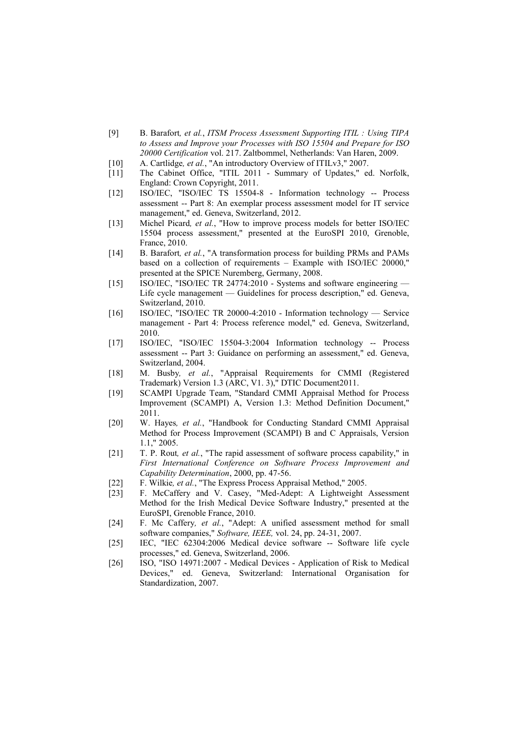[9] B. Barafort*, et al.*, *ITSM Process Assessment Supporting ITIL : Using TIPA to Assess and Improve your Processes with ISO 15504 and Prepare for ISO 20000 Certification* vol. 217. Zaltbommel, Netherlands: Van Haren, 2009.

[10] A. Cartlidge*, et al.*, "An introductory Overview of ITILv3," 2007.

[11] The Cabinet Office, "ITIL 2011 - Summary of Updates," ed. Norfolk, England: Crown Copyright, 2011.

[12] ISO/IEC, "ISO/IEC TS 15504-8 - Information technology -- Process assessment -- Part 8: An exemplar process assessment model for IT service management," ed. Geneva, Switzerland, 2012.

[13] Michel Picard*, et al.*, "How to improve process models for better ISO/IEC 15504 process assessment," presented at the EuroSPI 2010, Grenoble, France, 2010.

[14] B. Barafort*, et al.*, "A transformation process for building PRMs and PAMs based on a collection of requirements – Example with ISO/IEC 20000," presented at the SPICE Nuremberg, Germany, 2008.

[15] ISO/IEC, "ISO/IEC TR 24774:2010 - Systems and software engineering — Life cycle management — Guidelines for process description," ed. Geneva, Switzerland, 2010.

[16] ISO/IEC, "ISO/IEC TR 20000-4:2010 - Information technology — Service management - Part 4: Process reference model," ed. Geneva, Switzerland, 2010.

[17] ISO/IEC, "ISO/IEC 15504-3:2004 Information technology -- Process assessment -- Part 3: Guidance on performing an assessment," ed. Geneva, Switzerland, 2004.

[18] M. Busby*, et al.*, "Appraisal Requirements for CMMI (Registered Trademark) Version 1.3 (ARC, V1. 3)," DTIC Document2011.

[19] SCAMPI Upgrade Team, "Standard CMMI Appraisal Method for Process Improvement (SCAMPI) A, Version 1.3: Method Definition Document," 2011.

[20] W. Hayes*, et al.*, "Handbook for Conducting Standard CMMI Appraisal Method for Process Improvement (SCAMPI) B and C Appraisals, Version 1.1," 2005.

[21] T. P. Rout*, et al.*, "The rapid assessment of software process capability," in *First International Conference on Software Process Improvement and Capability Determination*, 2000, pp. 47-56.

[22] F. Wilkie*, et al.*, "The Express Process Appraisal Method," 2005.

[23] F. McCaffery and V. Casey, "Med-Adept: A Lightweight Assessment Method for the Irish Medical Device Software Industry," presented at the EuroSPI, Grenoble France, 2010.

[24] F. Mc Caffery*, et al.*, "Adept: A unified assessment method for small software companies," *Software, IEEE,* vol. 24, pp. 24-31, 2007.

[25] IEC, "IEC 62304:2006 Medical device software -- Software life cycle processes," ed. Geneva, Switzerland, 2006.

[26] ISO, "ISO 14971:2007 - Medical Devices - Application of Risk to Medical Devices," ed. Geneva, Switzerland: International Organisation for Standardization, 2007.